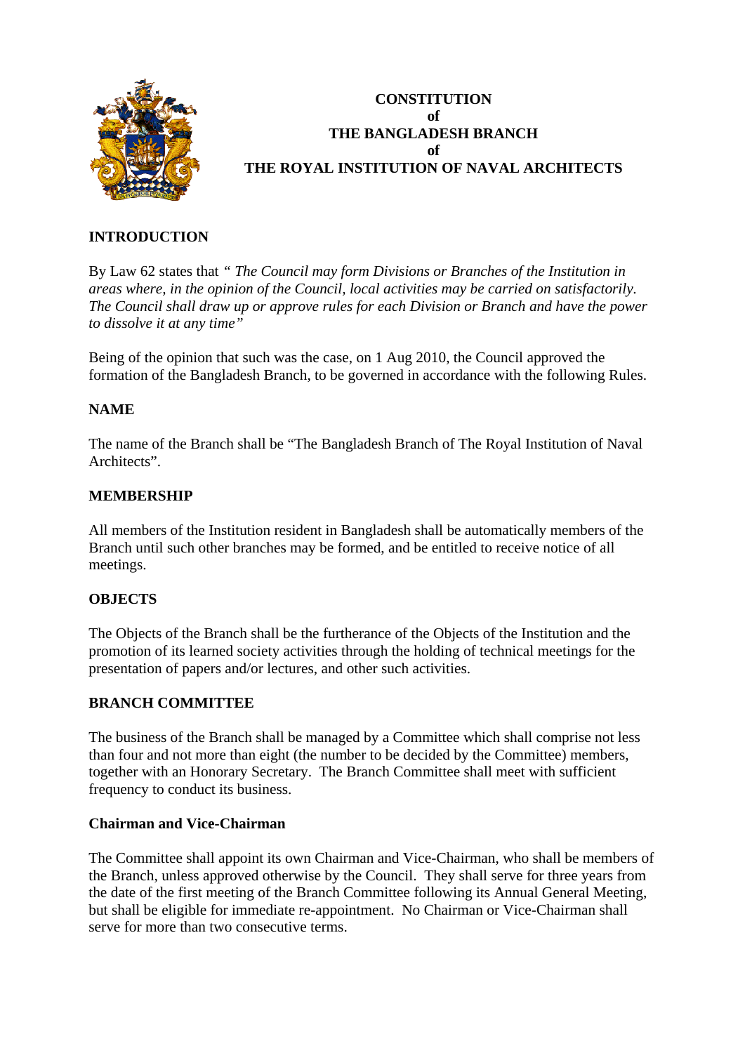# CONSTITUTION
# of
# THE BANGLADESH BRANCH
# of
# THE ROYAL INSTITUTION OF NAVAL ARCHITECTS

## INTRODUCTION

By Law 62 states that *" The Council may form Divisions or Branches of the Institution in areas where, in the opinion of the Council, local activities may be carried on satisfactorily. The Council shall draw up or approve rules for each Division or Branch and have the power to dissolve it at any time"*

Being of the opinion that such was the case, on 1 Aug 2010, the Council approved the formation of the Bangladesh Branch, to be governed in accordance with the following Rules.

## NAME

The name of the Branch shall be "The Bangladesh Branch of The Royal Institution of Naval Architects".

## MEMBERSHIP

All members of the Institution resident in Bangladesh shall be automatically members of the Branch until such other branches may be formed, and be entitled to receive notice of all meetings.

## OBJECTS

The Objects of the Branch shall be the furtherance of the Objects of the Institution and the promotion of its learned society activities through the holding of technical meetings for the presentation of papers and/or lectures, and other such activities.

## BRANCH COMMITTEE

The business of the Branch shall be managed by a Committee which shall comprise not less than four and not more than eight (the number to be decided by the Committee) members, together with an Honorary Secretary. The Branch Committee shall meet with sufficient frequency to conduct its business.

### Chairman and Vice-Chairman

The Committee shall appoint its own Chairman and Vice-Chairman, who shall be members of the Branch, unless approved otherwise by the Council. They shall serve for three years from the date of the first meeting of the Branch Committee following its Annual General Meeting, but shall be eligible for immediate re-appointment. No Chairman or Vice-Chairman shall serve for more than two consecutive terms.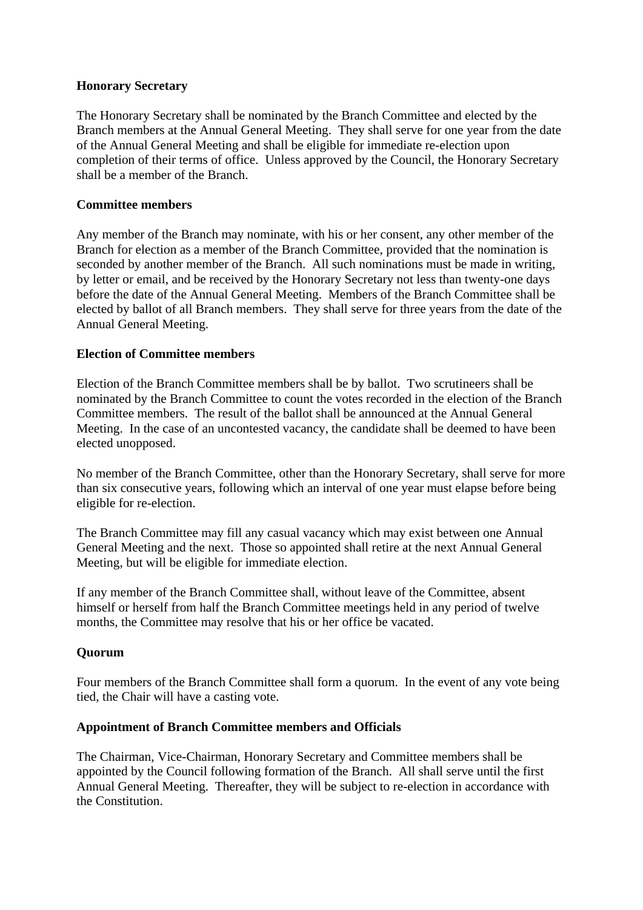**Honorary Secretary**

The Honorary Secretary shall be nominated by the Branch Committee and elected by the Branch members at the Annual General Meeting. They shall serve for one year from the date of the Annual General Meeting and shall be eligible for immediate re-election upon completion of their terms of office. Unless approved by the Council, the Honorary Secretary shall be a member of the Branch.

**Committee members**

Any member of the Branch may nominate, with his or her consent, any other member of the Branch for election as a member of the Branch Committee, provided that the nomination is seconded by another member of the Branch. All such nominations must be made in writing, by letter or email, and be received by the Honorary Secretary not less than twenty-one days before the date of the Annual General Meeting. Members of the Branch Committee shall be elected by ballot of all Branch members. They shall serve for three years from the date of the Annual General Meeting.

**Election of Committee members**

Election of the Branch Committee members shall be by ballot. Two scrutineers shall be nominated by the Branch Committee to count the votes recorded in the election of the Branch Committee members. The result of the ballot shall be announced at the Annual General Meeting. In the case of an uncontested vacancy, the candidate shall be deemed to have been elected unopposed.

No member of the Branch Committee, other than the Honorary Secretary, shall serve for more than six consecutive years, following which an interval of one year must elapse before being eligible for re-election.

The Branch Committee may fill any casual vacancy which may exist between one Annual General Meeting and the next. Those so appointed shall retire at the next Annual General Meeting, but will be eligible for immediate election.

If any member of the Branch Committee shall, without leave of the Committee, absent himself or herself from half the Branch Committee meetings held in any period of twelve months, the Committee may resolve that his or her office be vacated.

**Quorum**

Four members of the Branch Committee shall form a quorum. In the event of any vote being tied, the Chair will have a casting vote.

**Appointment of Branch Committee members and Officials**

The Chairman, Vice-Chairman, Honorary Secretary and Committee members shall be appointed by the Council following formation of the Branch. All shall serve until the first Annual General Meeting. Thereafter, they will be subject to re-election in accordance with the Constitution.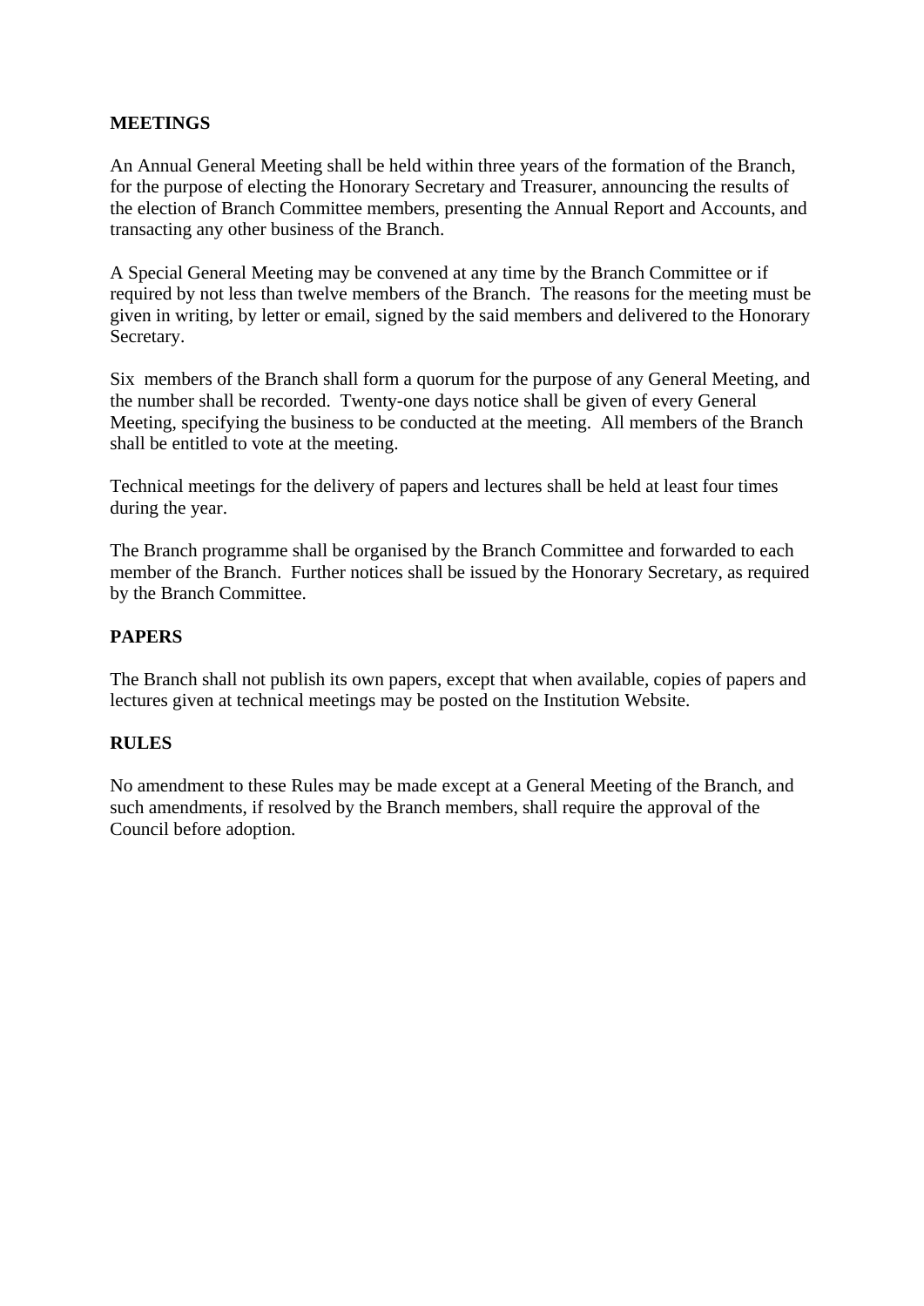**MEETINGS**

An Annual General Meeting shall be held within three years of the formation of the Branch, for the purpose of electing the Honorary Secretary and Treasurer, announcing the results of the election of Branch Committee members, presenting the Annual Report and Accounts, and transacting any other business of the Branch.

A Special General Meeting may be convened at any time by the Branch Committee or if required by not less than twelve members of the Branch. The reasons for the meeting must be given in writing, by letter or email, signed by the said members and delivered to the Honorary Secretary.

Six members of the Branch shall form a quorum for the purpose of any General Meeting, and the number shall be recorded. Twenty-one days notice shall be given of every General Meeting, specifying the business to be conducted at the meeting. All members of the Branch shall be entitled to vote at the meeting.

Technical meetings for the delivery of papers and lectures shall be held at least four times during the year.

The Branch programme shall be organised by the Branch Committee and forwarded to each member of the Branch. Further notices shall be issued by the Honorary Secretary, as required by the Branch Committee.

**PAPERS**

The Branch shall not publish its own papers, except that when available, copies of papers and lectures given at technical meetings may be posted on the Institution Website.

**RULES**

No amendment to these Rules may be made except at a General Meeting of the Branch, and such amendments, if resolved by the Branch members, shall require the approval of the Council before adoption.